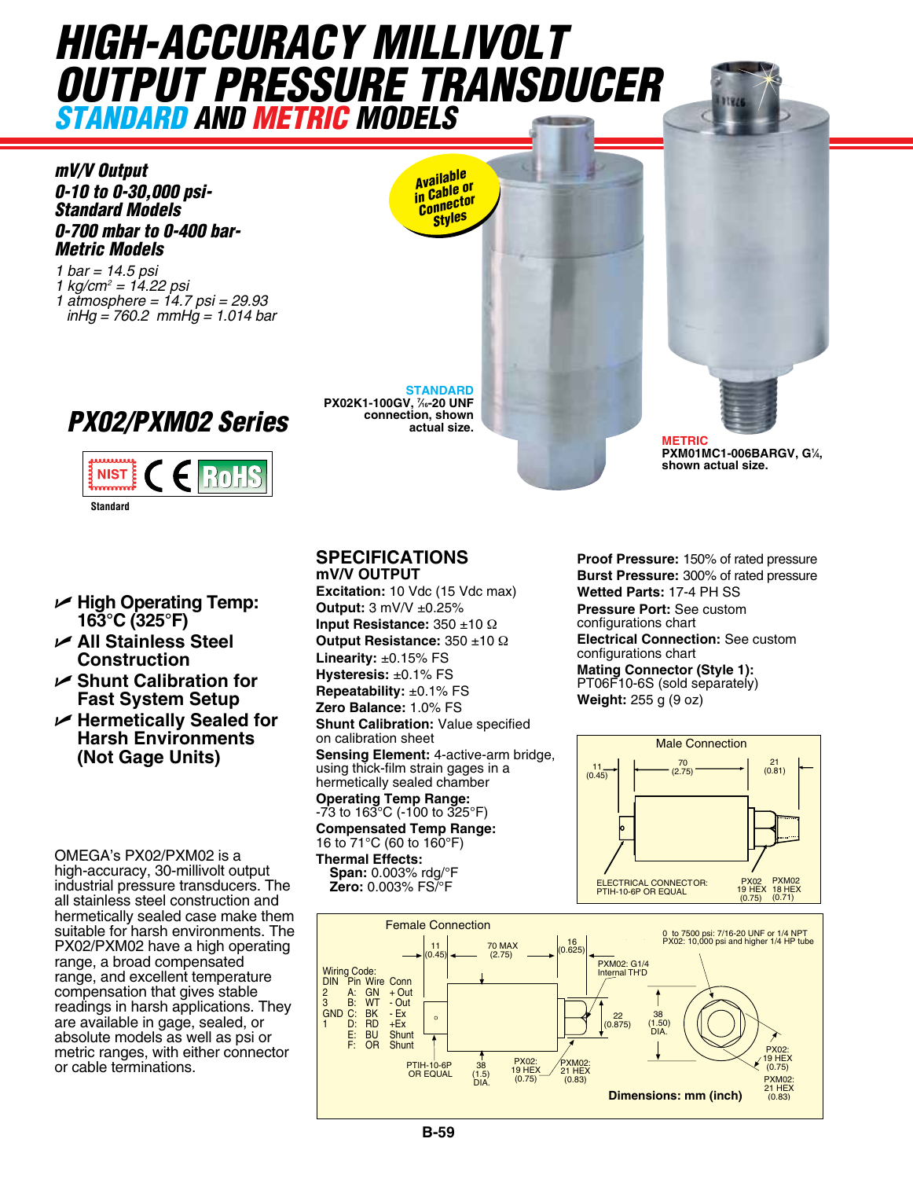# HIGH-ACCURACY MILLIVOLT OUTPUT PRESSURE TRANSDUCER

## STANDARD AND METRIC MODELS

***mV/V Output***
***0-10 to 0-30,000 psi-Standard Models***
***0-700 mbar to 0-400 bar-Metric Models***

*1 bar = 14.5 psi*
*1 kg/cm² = 14.22 psi*
*1 atmosphere = 14.7 psi = 29.93 inHg = 760.2 mmHg = 1.014 bar*

Available in Cable or Connector Styles

**STANDARD**
**PX02K1-100GV, 7⁄16-20 UNF connection, shown actual size.**

**METRIC**
**PXM01MC1-006BARGV, G¼, shown actual size.**

## *PX02/PXM02 Series*

NIST CE RoHS
Standard

- **High Operating Temp: 163°C (325°F)**
- **All Stainless Steel Construction**
- **Shunt Calibration for Fast System Setup**
- **Hermetically Sealed for Harsh Environments (Not Gage Units)**

OMEGA's PX02/PXM02 is a high-accuracy, 30-millivolt output industrial pressure transducers. The all stainless steel construction and hermetically sealed case make them suitable for harsh environments. The PX02/PXM02 have a high operating range, a broad compensated range, and excellent temperature compensation that gives stable readings in harsh applications. They are available in gage, sealed, or absolute models as well as psi or metric ranges, with either connector or cable terminations.

## SPECIFICATIONS

### mV/V OUTPUT

**Excitation:** 10 Vdc (15 Vdc max)
**Output:** 3 mV/V ±0.25%
**Input Resistance:** 350 ±10 Ω
**Output Resistance:** 350 ±10 Ω
**Linearity:** ±0.15% FS
**Hysteresis:** ±0.1% FS
**Repeatability:** ±0.1% FS
**Zero Balance:** 1.0% FS
**Shunt Calibration:** Value specified on calibration sheet
**Sensing Element:** 4-active-arm bridge, using thick-film strain gages in a hermetically sealed chamber
**Operating Temp Range:** -73 to 163°C (-100 to 325°F)
**Compensated Temp Range:** 16 to 71°C (60 to 160°F)
**Thermal Effects:**
  **Span:** 0.003% rdg/°F
  **Zero:** 0.003% FS/°F

**Proof Pressure:** 150% of rated pressure
**Burst Pressure:** 300% of rated pressure
**Wetted Parts:** 17-4 PH SS
**Pressure Port:** See custom configurations chart
**Electrical Connection:** See custom configurations chart
**Mating Connector (Style 1):** PT06F10-6S (sold separately)
**Weight:** 255 g (9 oz)

**Male Connection**

11 (0.45); 70 (2.75); 21 (0.81)
ELECTRICAL CONNECTOR: PTIH-10-6P OR EQUAL
PX02 19 HEX (0.75); PXM02 18 HEX (0.71)

**Female Connection**

11 (0.45); 70 MAX (2.75); 16 (0.625)
0 to 7500 psi: 7/16-20 UNF or 1/4 NPT
PX02: 10,000 psi and higher 1/4 HP tube
PXM02: G1/4 Internal TH'D
22 (0.875); 38 (1.50) DIA.
PTIH-10-6P OR EQUAL; 38 (1.5) DIA.
PX02: 19 HEX (0.75); PXM02: 21 HEX (0.83)

Wiring Code:

| DIN | Pin | Wire | Conn |
|---|---|---|---|
| 2 | A: | GN | + Out |
| 3 | B: | WT | - Out |
| GND | C: | BK | - Ex |
| 1 | D: | RD | +Ex |
| | E: | BU | Shunt |
| | F: | OR | Shunt |

**Dimensions: mm (inch)**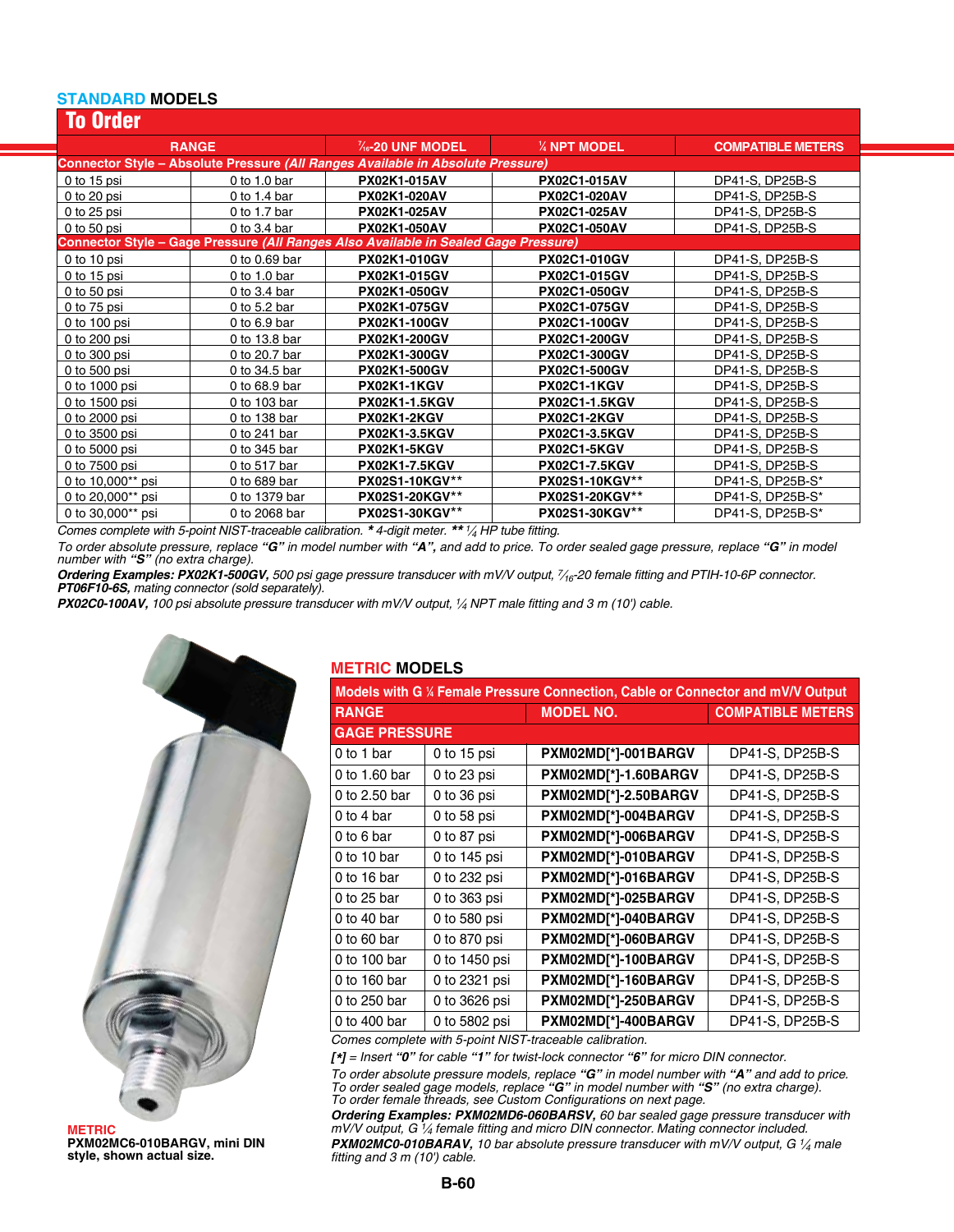## STANDARD MODELS

### To Order

| RANGE | | 7⁄16-20 UNF MODEL | ¼ NPT MODEL | COMPATIBLE METERS |
|---|---|---|---|---|
| **Connector Style – Absolute Pressure *(All Ranges Available in Absolute Pressure)*** | | | | |
| 0 to 15 psi | 0 to 1.0 bar | **PX02K1-015AV** | **PX02C1-015AV** | DP41-S, DP25B-S |
| 0 to 20 psi | 0 to 1.4 bar | **PX02K1-020AV** | **PX02C1-020AV** | DP41-S, DP25B-S |
| 0 to 25 psi | 0 to 1.7 bar | **PX02K1-025AV** | **PX02C1-025AV** | DP41-S, DP25B-S |
| 0 to 50 psi | 0 to 3.4 bar | **PX02K1-050AV** | **PX02C1-050AV** | DP41-S, DP25B-S |
| **Connector Style – Gage Pressure *(All Ranges Also Available in Sealed Gage Pressure)*** | | | | |
| 0 to 10 psi | 0 to 0.69 bar | **PX02K1-010GV** | **PX02C1-010GV** | DP41-S, DP25B-S |
| 0 to 15 psi | 0 to 1.0 bar | **PX02K1-015GV** | **PX02C1-015GV** | DP41-S, DP25B-S |
| 0 to 50 psi | 0 to 3.4 bar | **PX02K1-050GV** | **PX02C1-050GV** | DP41-S, DP25B-S |
| 0 to 75 psi | 0 to 5.2 bar | **PX02K1-075GV** | **PX02C1-075GV** | DP41-S, DP25B-S |
| 0 to 100 psi | 0 to 6.9 bar | **PX02K1-100GV** | **PX02C1-100GV** | DP41-S, DP25B-S |
| 0 to 200 psi | 0 to 13.8 bar | **PX02K1-200GV** | **PX02C1-200GV** | DP41-S, DP25B-S |
| 0 to 300 psi | 0 to 20.7 bar | **PX02K1-300GV** | **PX02C1-300GV** | DP41-S, DP25B-S |
| 0 to 500 psi | 0 to 34.5 bar | **PX02K1-500GV** | **PX02C1-500GV** | DP41-S, DP25B-S |
| 0 to 1000 psi | 0 to 68.9 bar | **PX02K1-1KGV** | **PX02C1-1KGV** | DP41-S, DP25B-S |
| 0 to 1500 psi | 0 to 103 bar | **PX02K1-1.5KGV** | **PX02C1-1.5KGV** | DP41-S, DP25B-S |
| 0 to 2000 psi | 0 to 138 bar | **PX02K1-2KGV** | **PX02C1-2KGV** | DP41-S, DP25B-S |
| 0 to 3500 psi | 0 to 241 bar | **PX02K1-3.5KGV** | **PX02C1-3.5KGV** | DP41-S, DP25B-S |
| 0 to 5000 psi | 0 to 345 bar | **PX02K1-5KGV** | **PX02C1-5KGV** | DP41-S, DP25B-S |
| 0 to 7500 psi | 0 to 517 bar | **PX02K1-7.5KGV** | **PX02C1-7.5KGV** | DP41-S, DP25B-S |
| 0 to 10,000** psi | 0 to 689 bar | **PX02S1-10KGV**** | **PX02S1-10KGV**** | DP41-S, DP25B-S* |
| 0 to 20,000** psi | 0 to 1379 bar | **PX02S1-20KGV**** | **PX02S1-20KGV**** | DP41-S, DP25B-S* |
| 0 to 30,000** psi | 0 to 2068 bar | **PX02S1-30KGV**** | **PX02S1-30KGV**** | DP41-S, DP25B-S* |

*Comes complete with 5-point NIST-traceable calibration.* * *4-digit meter.* ** *¼ HP tube fitting.*

*To order absolute pressure, replace **"G"** in model number with **"A",** and add to price. To order sealed gage pressure, replace **"G"** in model number with **"S"** (no extra charge).*

***Ordering Examples: PX02K1-500GV,*** *500 psi gage pressure transducer with mV/V output, 7⁄16-20 female fitting and PTIH-10-6P connector.* ***PT06F10-6S,*** *mating connector (sold separately).*

***PX02C0-100AV,*** *100 psi absolute pressure transducer with mV/V output, ¼ NPT male fitting and 3 m (10') cable.*

**METRIC**
**PXM02MC6-010BARGV, mini DIN style, shown actual size.**

## METRIC MODELS

| Models with G ¼ Female Pressure Connection, Cable or Connector and mV/V Output | | | |
|---|---|---|---|
| **RANGE** | | **MODEL NO.** | **COMPATIBLE METERS** |
| **GAGE PRESSURE** | | | |
| 0 to 1 bar | 0 to 15 psi | **PXM02MD[*]-001BARGV** | DP41-S, DP25B-S |
| 0 to 1.60 bar | 0 to 23 psi | **PXM02MD[*]-1.60BARGV** | DP41-S, DP25B-S |
| 0 to 2.50 bar | 0 to 36 psi | **PXM02MD[*]-2.50BARGV** | DP41-S, DP25B-S |
| 0 to 4 bar | 0 to 58 psi | **PXM02MD[*]-004BARGV** | DP41-S, DP25B-S |
| 0 to 6 bar | 0 to 87 psi | **PXM02MD[*]-006BARGV** | DP41-S, DP25B-S |
| 0 to 10 bar | 0 to 145 psi | **PXM02MD[*]-010BARGV** | DP41-S, DP25B-S |
| 0 to 16 bar | 0 to 232 psi | **PXM02MD[*]-016BARGV** | DP41-S, DP25B-S |
| 0 to 25 bar | 0 to 363 psi | **PXM02MD[*]-025BARGV** | DP41-S, DP25B-S |
| 0 to 40 bar | 0 to 580 psi | **PXM02MD[*]-040BARGV** | DP41-S, DP25B-S |
| 0 to 60 bar | 0 to 870 psi | **PXM02MD[*]-060BARGV** | DP41-S, DP25B-S |
| 0 to 100 bar | 0 to 1450 psi | **PXM02MD[*]-100BARGV** | DP41-S, DP25B-S |
| 0 to 160 bar | 0 to 2321 psi | **PXM02MD[*]-160BARGV** | DP41-S, DP25B-S |
| 0 to 250 bar | 0 to 3626 psi | **PXM02MD[*]-250BARGV** | DP41-S, DP25B-S |
| 0 to 400 bar | 0 to 5802 psi | **PXM02MD[*]-400BARGV** | DP41-S, DP25B-S |

*Comes complete with 5-point NIST-traceable calibration.*

***[*]*** *= Insert **"0"** for cable **"1"** for twist-lock connector **"6"** for micro DIN connector.*

*To order absolute pressure models, replace **"G"** in model number with **"A"** and add to price.*
*To order sealed gage models, replace **"G"** in model number with **"S"** (no extra charge).*
*To order female threads, see Custom Configurations on next page.*

***Ordering Examples: PXM02MD6-060BARSV,*** *60 bar sealed gage pressure transducer with mV/V output, G ¼ female fitting and micro DIN connector. Mating connector included.*

***PXM02MC0-010BARAV,*** *10 bar absolute pressure transducer with mV/V output, G ¼ male fitting and 3 m (10') cable.*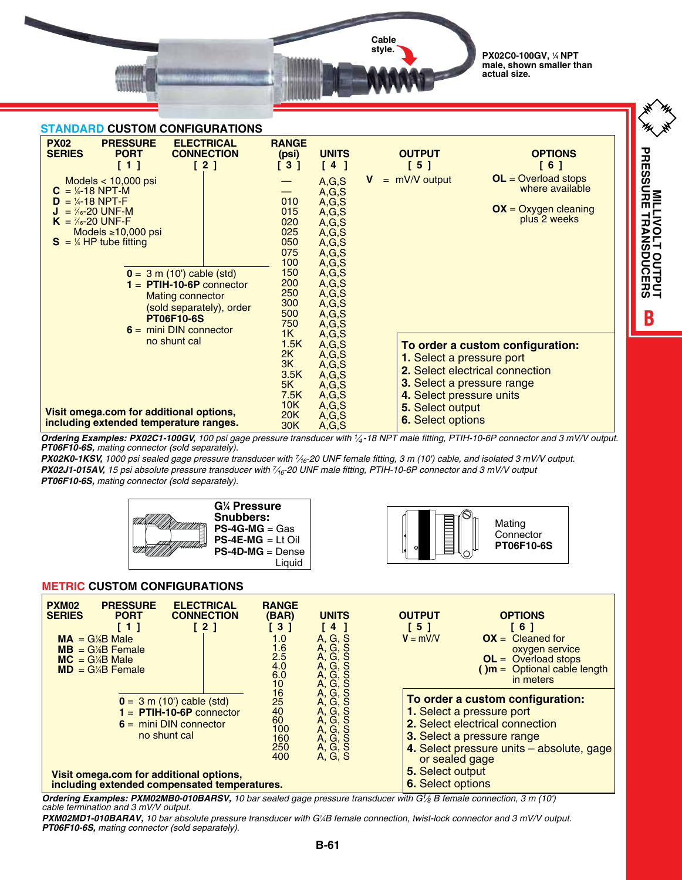Cable style.

PX02C0-100GV, ¼ NPT male, shown smaller than actual size.

## STANDARD CUSTOM CONFIGURATIONS

| PX02 SERIES | PRESSURE PORT [ 1 ] | ELECTRICAL CONNECTION [ 2 ] | RANGE (psi) [ 3 ] | UNITS [ 4 ] | OUTPUT [ 5 ] | OPTIONS [ 6 ] |
|---|---|---|---|---|---|---|
| | Models < 10,000 psi | | — | A,G,S | V = mV/V output | OL = Overload stops where available |
| | C = ¼-18 NPT-M | | — | A,G,S | | |
| | D = ¼-18 NPT-F | | 010 | A,G,S | | OX = Oxygen cleaning plus 2 weeks |
| | J = 7⁄16-20 UNF-M | | 015 | A,G,S | | |
| | K = 7⁄16-20 UNF-F | | 020 | A,G,S | | |
| | Models ≥10,000 psi | | 025 | A,G,S | | |
| | S = ¼ HP tube fitting | | 050 | A,G,S | | |
| | | | 075 | A,G,S | | |
| | | | 100 | A,G,S | | |
| | | 0 = 3 m (10') cable (std) | 150 | A,G,S | | |
| | | 1 = **PTIH-10-6P** connector Mating connector (sold separately), order **PT06F10-6S** | 200 | A,G,S | | |
| | | | 250 | A,G,S | | |
| | | | 300 | A,G,S | | |
| | | | 500 | A,G,S | | |
| | | | 750 | A,G,S | | |
| | | 6 = mini DIN connector no shunt cal | 1K | A,G,S | | |
| | | | 1.5K | A,G,S | | |
| | | | 2K | A,G,S | | |
| | | | 3K | A,G,S | | |
| | | | 3.5K | A,G,S | | |
| | | | 5K | A,G,S | | |
| | | | 7.5K | A,G,S | | |
| | | | 10K | A,G,S | | |
| | | | 20K | A,G,S | | |
| | | | 30K | A,G,S | | |

**Visit omega.com for additional options, including extended temperature ranges.**

**To order a custom configuration:**
1. Select a pressure port
2. Select electrical connection
3. Select a pressure range
4. Select pressure units
5. Select output
6. Select options

***Ordering Examples: PX02C1-100GV,*** *100 psi gage pressure transducer with ¼-18 NPT male fitting, PTIH-10-6P connector and 3 mV/V output.* ***PT06F10-6S,*** *mating connector (sold separately).*

***PX02K0-1KSV,*** *1000 psi sealed gage pressure transducer with 7⁄16-20 UNF female fitting, 3 m (10') cable, and isolated 3 mV/V output.*

***PX02J1-015AV,*** *15 psi absolute pressure transducer with 7⁄16-20 UNF male fitting, PTIH-10-6P connector and 3 mV/V output* ***PT06F10-6S,*** *mating connector (sold separately).*

**G¼ Pressure Snubbers:**
**PS-4G-MG** = Gas
**PS-4E-MG** = Lt Oil
**PS-4D-MG** = Dense Liquid

Mating Connector **PT06F10-6S**

## METRIC CUSTOM CONFIGURATIONS

| PXM02 SERIES | PRESSURE PORT [ 1 ] | ELECTRICAL CONNECTION [ 2 ] | RANGE (BAR) [ 3 ] | UNITS [ 4 ] | OUTPUT [ 5 ] | OPTIONS [ 6 ] |
|---|---|---|---|---|---|---|
| | MA = G⅛B Male | | 1.0 | A, G, S | V = mV/V | OX = Cleaned for oxygen service |
| | MB = G⅛B Female | | 1.6 | A, G, S | | OL = Overload stops |
| | MC = G¼B Male | | 2.5 | A, G, S | | ( )m = Optional cable length in meters |
| | MD = G¼B Female | | 4.0 | A, G, S | | |
| | | | 6.0 | A, G, S | | |
| | | | 10 | A, G, S | | |
| | | 0 = 3 m (10') cable (std) | 16 | A, G, S | | |
| | | 1 = **PTIH-10-6P** connector | 25 | A, G, S | | |
| | | 6 = mini DIN connector no shunt cal | 40 | A, G, S | | |
| | | | 60 | A, G, S | | |
| | | | 100 | A, G, S | | |
| | | | 160 | A, G, S | | |
| | | | 250 | A, G, S | | |
| | | | 400 | A, G, S | | |

**Visit omega.com for additional options, including extended compensated temperatures.**

**To order a custom configuration:**
1. Select a pressure port
2. Select electrical connection
3. Select a pressure range
4. Select pressure units – absolute, gage or sealed gage
5. Select output
6. Select options

***Ordering Examples: PXM02MB0-010BARSV,*** *10 bar sealed gage pressure transducer with G⅛ B female connection, 3 m (10') cable termination and 3 mV/V output.*

***PXM02MD1-010BARAV,*** *10 bar absolute pressure transducer with G¼B female connection, twist-lock connector and 3 mV/V output.* ***PT06F10-6S,*** *mating connector (sold separately).*